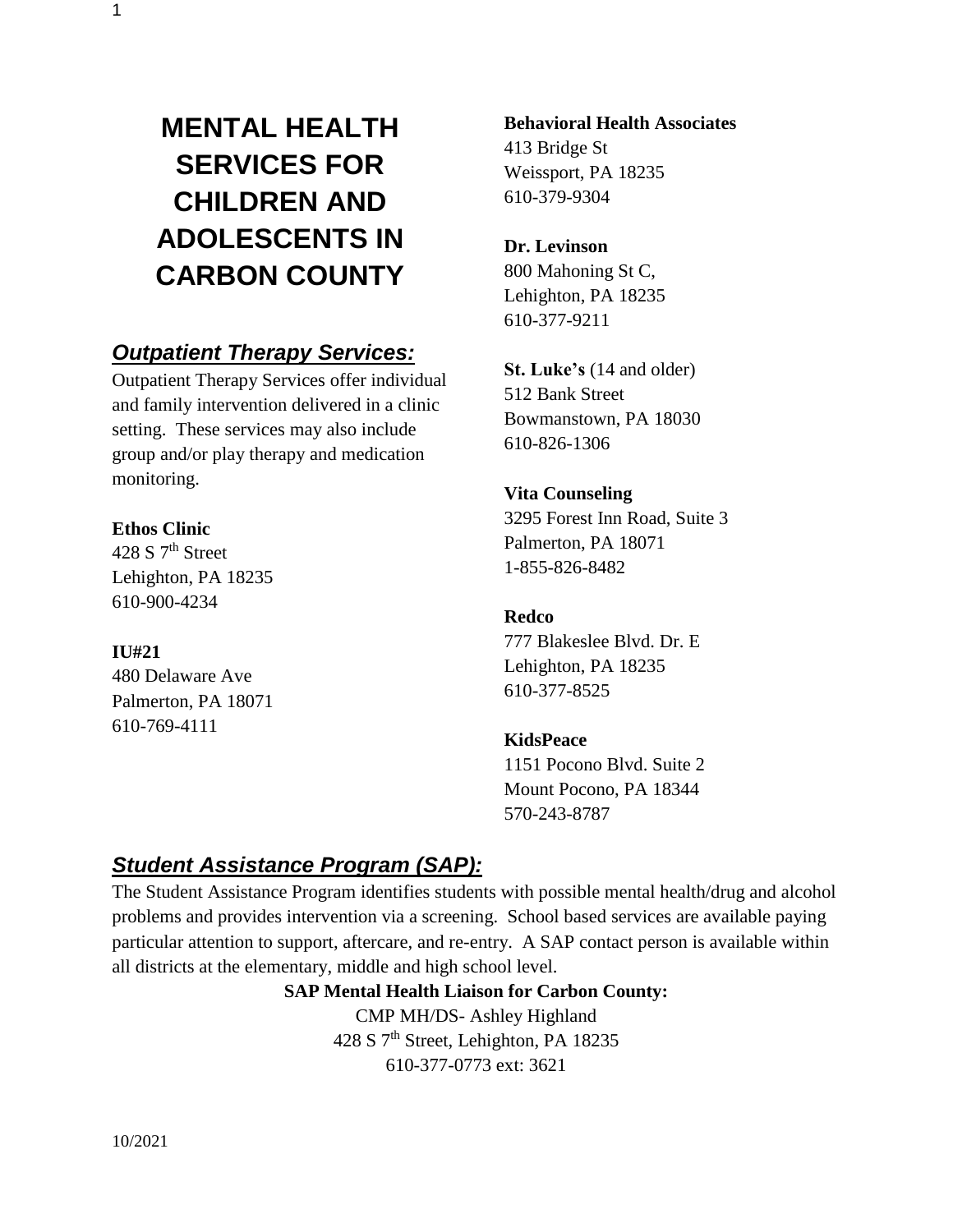# MENTAL HEALTH SERVICES FOR CHILDREN AND ADOLESCENTS IN CARBON COUNTY

## *Outpatient Therapy Services:*

Outpatient Therapy Services offer individual and family intervention delivered in a clinic setting. These services may also include group and/or play therapy and medication monitoring.

**Ethos Clinic**
428 S 7th Street
Lehighton, PA 18235
610-900-4234

**IU#21**
480 Delaware Ave
Palmerton, PA 18071
610-769-4111

**Behavioral Health Associates**
413 Bridge St
Weissport, PA 18235
610-379-9304

**Dr. Levinson**
800 Mahoning St C,
Lehighton, PA 18235
610-377-9211

**St. Luke's** (14 and older)
512 Bank Street
Bowmanstown, PA 18030
610-826-1306

**Vita Counseling**
3295 Forest Inn Road, Suite 3
Palmerton, PA 18071
1-855-826-8482

**Redco**
777 Blakeslee Blvd. Dr. E
Lehighton, PA 18235
610-377-8525

**KidsPeace**
1151 Pocono Blvd. Suite 2
Mount Pocono, PA 18344
570-243-8787

## *Student Assistance Program (SAP):*

The Student Assistance Program identifies students with possible mental health/drug and alcohol problems and provides intervention via a screening. School based services are available paying particular attention to support, aftercare, and re-entry. A SAP contact person is available within all districts at the elementary, middle and high school level.

**SAP Mental Health Liaison for Carbon County:**
CMP MH/DS- Ashley Highland
428 S 7th Street, Lehighton, PA 18235
610-377-0773 ext: 3621

10/2021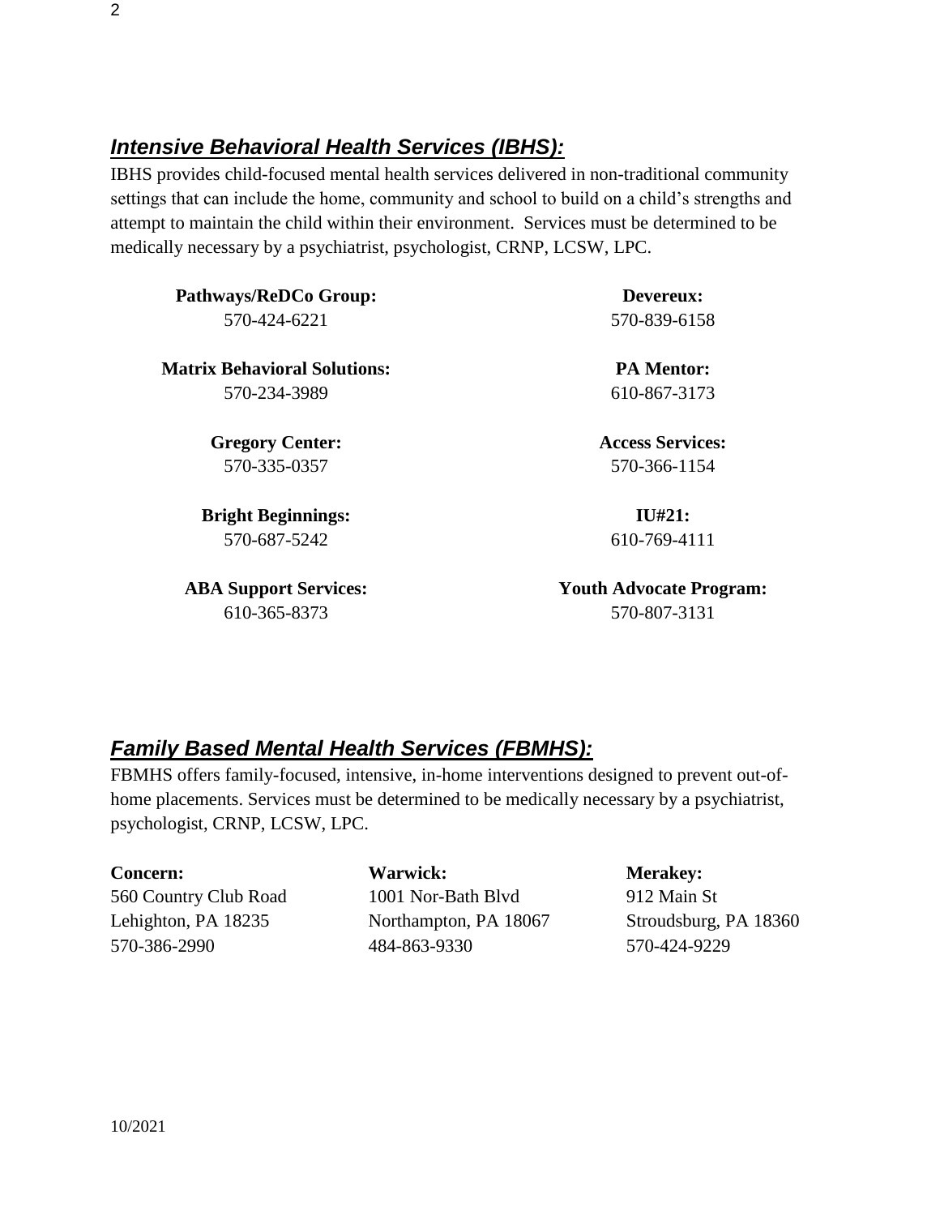## ***Intensive Behavioral Health Services (IBHS):***

IBHS provides child-focused mental health services delivered in non-traditional community settings that can include the home, community and school to build on a child's strengths and attempt to maintain the child within their environment. Services must be determined to be medically necessary by a psychiatrist, psychologist, CRNP, LCSW, LPC.

**Pathways/ReDCo Group:**
570-424-6221

**Devereux:**
570-839-6158

**Matrix Behavioral Solutions:**
570-234-3989

**PA Mentor:**
610-867-3173

**Gregory Center:**
570-335-0357

**Access Services:**
570-366-1154

**Bright Beginnings:**
570-687-5242

**IU#21:**
610-769-4111

**ABA Support Services:**
610-365-8373

**Youth Advocate Program:**
570-807-3131

## ***Family Based Mental Health Services (FBMHS):***

FBMHS offers family-focused, intensive, in-home interventions designed to prevent out-of-home placements. Services must be determined to be medically necessary by a psychiatrist, psychologist, CRNP, LCSW, LPC.

**Concern:**
560 Country Club Road
Lehighton, PA 18235
570-386-2990

**Warwick:**
1001 Nor-Bath Blvd
Northampton, PA 18067
484-863-9330

**Merakey:**
912 Main St
Stroudsburg, PA 18360
570-424-9229

10/2021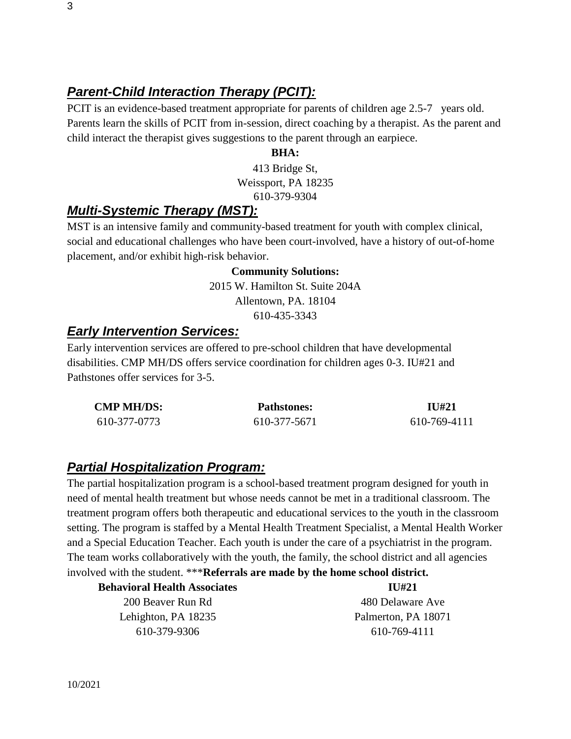## ***Parent-Child Interaction Therapy (PCIT):***

PCIT is an evidence-based treatment appropriate for parents of children age 2.5-7 years old. Parents learn the skills of PCIT from in-session, direct coaching by a therapist. As the parent and child interact the therapist gives suggestions to the parent through an earpiece.

**BHA:**

413 Bridge St,
Weissport, PA 18235
610-379-9304

## ***Multi-Systemic Therapy (MST):***

MST is an intensive family and community-based treatment for youth with complex clinical, social and educational challenges who have been court-involved, have a history of out-of-home placement, and/or exhibit high-risk behavior.

**Community Solutions:**

2015 W. Hamilton St. Suite 204A
Allentown, PA. 18104
610-435-3343

## ***Early Intervention Services:***

Early intervention services are offered to pre-school children that have developmental disabilities. CMP MH/DS offers service coordination for children ages 0-3. IU#21 and Pathstones offer services for 3-5.

| **CMP MH/DS:** | **Pathstones:** | **IU#21** |
|---|---|---|
| 610-377-0773 | 610-377-5671 | 610-769-4111 |

## ***Partial Hospitalization Program:***

The partial hospitalization program is a school-based treatment program designed for youth in need of mental health treatment but whose needs cannot be met in a traditional classroom. The treatment program offers both therapeutic and educational services to the youth in the classroom setting. The program is staffed by a Mental Health Treatment Specialist, a Mental Health Worker and a Special Education Teacher. Each youth is under the care of a psychiatrist in the program. The team works collaboratively with the youth, the family, the school district and all agencies involved with the student. ***Referrals are made by the home school district.**

| **Behavioral Health Associates** | **IU#21** |
|---|---|
| 200 Beaver Run Rd | 480 Delaware Ave |
| Lehighton, PA 18235 | Palmerton, PA 18071 |
| 610-379-9306 | 610-769-4111 |

10/2021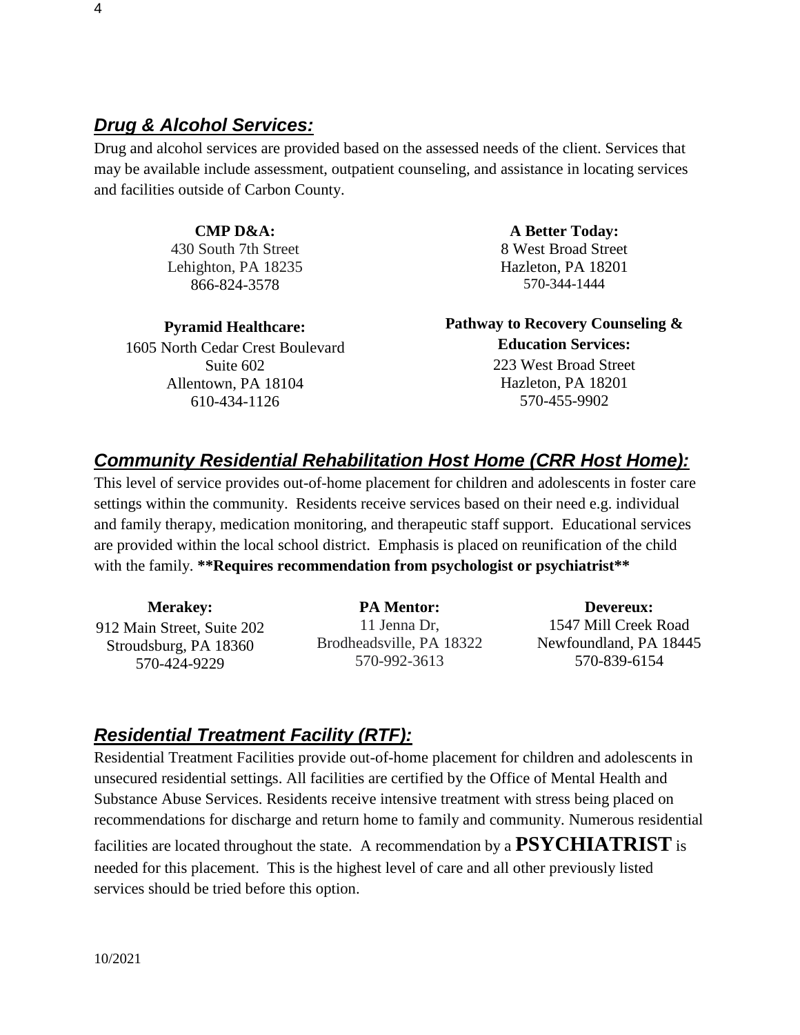## ***Drug & Alcohol Services:***

Drug and alcohol services are provided based on the assessed needs of the client. Services that may be available include assessment, outpatient counseling, and assistance in locating services and facilities outside of Carbon County.

**CMP D&A:**
430 South 7th Street
Lehighton, PA 18235
866-824-3578

**A Better Today:**
8 West Broad Street
Hazleton, PA 18201
570-344-1444

**Pyramid Healthcare:**
1605 North Cedar Crest Boulevard
Suite 602
Allentown, PA 18104
610-434-1126

**Pathway to Recovery Counseling & Education Services:**
223 West Broad Street
Hazleton, PA 18201
570-455-9902

## ***Community Residential Rehabilitation Host Home (CRR Host Home):***

This level of service provides out-of-home placement for children and adolescents in foster care settings within the community. Residents receive services based on their need e.g. individual and family therapy, medication monitoring, and therapeutic staff support. Educational services are provided within the local school district. Emphasis is placed on reunification of the child with the family. **\*\*Requires recommendation from psychologist or psychiatrist\*\***

**Merakey:**
912 Main Street, Suite 202
Stroudsburg, PA 18360
570-424-9229

**PA Mentor:**
11 Jenna Dr,
Brodheadsville, PA 18322
570-992-3613

**Devereux:**
1547 Mill Creek Road
Newfoundland, PA 18445
570-839-6154

## ***Residential Treatment Facility (RTF):***

Residential Treatment Facilities provide out-of-home placement for children and adolescents in unsecured residential settings. All facilities are certified by the Office of Mental Health and Substance Abuse Services. Residents receive intensive treatment with stress being placed on recommendations for discharge and return home to family and community. Numerous residential facilities are located throughout the state. A recommendation by a **PSYCHIATRIST** is needed for this placement. This is the highest level of care and all other previously listed services should be tried before this option.

10/2021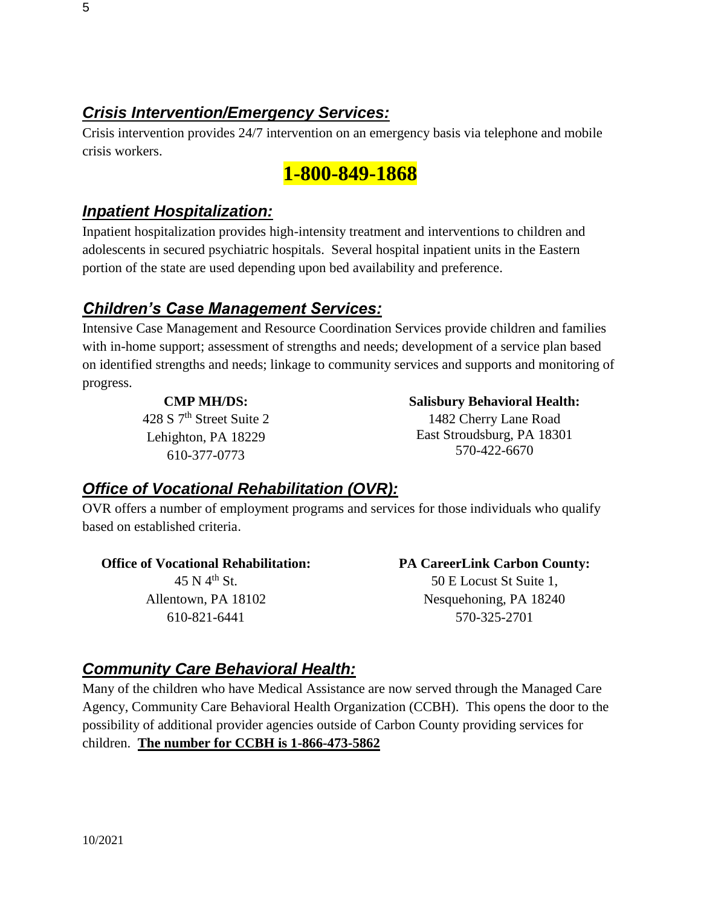## ***Crisis Intervention/Emergency Services:***

Crisis intervention provides 24/7 intervention on an emergency basis via telephone and mobile crisis workers.

**1-800-849-1868**

## ***Inpatient Hospitalization:***

Inpatient hospitalization provides high-intensity treatment and interventions to children and adolescents in secured psychiatric hospitals. Several hospital inpatient units in the Eastern portion of the state are used depending upon bed availability and preference.

## ***Children's Case Management Services:***

Intensive Case Management and Resource Coordination Services provide children and families with in-home support; assessment of strengths and needs; development of a service plan based on identified strengths and needs; linkage to community services and supports and monitoring of progress.

**CMP MH/DS:**
428 S 7th Street Suite 2
Lehighton, PA 18229
610-377-0773

**Salisbury Behavioral Health:**
1482 Cherry Lane Road
East Stroudsburg, PA 18301
570-422-6670

## ***Office of Vocational Rehabilitation (OVR):***

OVR offers a number of employment programs and services for those individuals who qualify based on established criteria.

**Office of Vocational Rehabilitation:**
45 N 4th St.
Allentown, PA 18102
610-821-6441

**PA CareerLink Carbon County:**
50 E Locust St Suite 1,
Nesquehoning, PA 18240
570-325-2701

## ***Community Care Behavioral Health:***

Many of the children who have Medical Assistance are now served through the Managed Care Agency, Community Care Behavioral Health Organization (CCBH). This opens the door to the possibility of additional provider agencies outside of Carbon County providing services for children. **The number for CCBH is 1-866-473-5862**

10/2021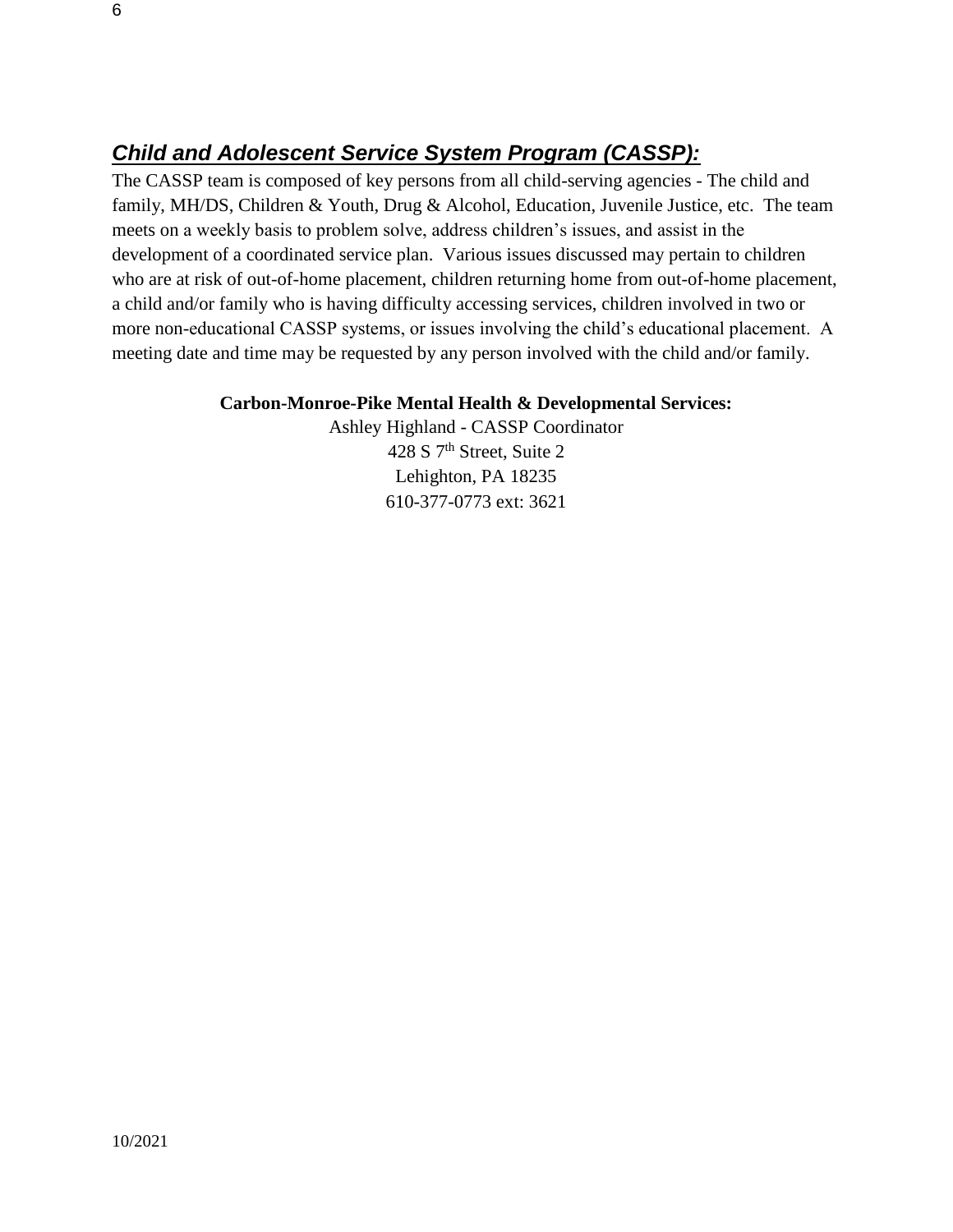## ***Child and Adolescent Service System Program (CASSP):***

The CASSP team is composed of key persons from all child-serving agencies - The child and family, MH/DS, Children & Youth, Drug & Alcohol, Education, Juvenile Justice, etc. The team meets on a weekly basis to problem solve, address children's issues, and assist in the development of a coordinated service plan. Various issues discussed may pertain to children who are at risk of out-of-home placement, children returning home from out-of-home placement, a child and/or family who is having difficulty accessing services, children involved in two or more non-educational CASSP systems, or issues involving the child's educational placement. A meeting date and time may be requested by any person involved with the child and/or family.

**Carbon-Monroe-Pike Mental Health & Developmental Services:**

Ashley Highland - CASSP Coordinator
428 S 7th Street, Suite 2
Lehighton, PA 18235
610-377-0773 ext: 3621

10/2021